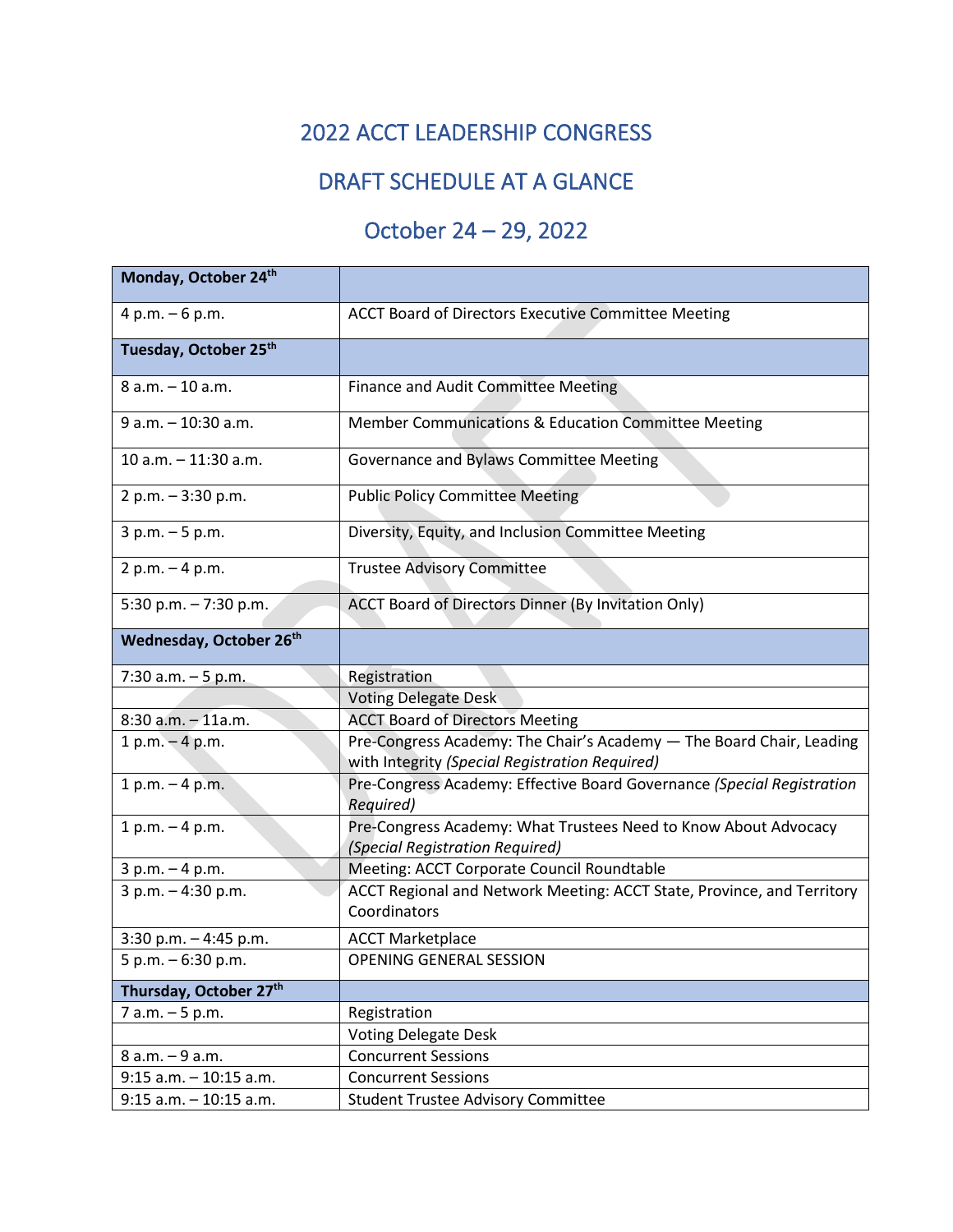# 2022 ACCT LEADERSHIP CONGRESS

## DRAFT SCHEDULE AT A GLANCE

## October 24 – 29, 2022

| **Monday, October 24th** | |
|---|---|
| 4 p.m. – 6 p.m. | ACCT Board of Directors Executive Committee Meeting |
| **Tuesday, October 25th** | |
| 8 a.m. – 10 a.m. | Finance and Audit Committee Meeting |
| 9 a.m. – 10:30 a.m. | Member Communications & Education Committee Meeting |
| 10 a.m. – 11:30 a.m. | Governance and Bylaws Committee Meeting |
| 2 p.m. – 3:30 p.m. | Public Policy Committee Meeting |
| 3 p.m. – 5 p.m. | Diversity, Equity, and Inclusion Committee Meeting |
| 2 p.m. – 4 p.m. | Trustee Advisory Committee |
| 5:30 p.m. – 7:30 p.m. | ACCT Board of Directors Dinner (By Invitation Only) |
| **Wednesday, October 26th** | |
| 7:30 a.m. – 5 p.m. | Registration |
| | Voting Delegate Desk |
| 8:30 a.m. – 11a.m. | ACCT Board of Directors Meeting |
| 1 p.m. – 4 p.m. | Pre-Congress Academy: The Chair's Academy — The Board Chair, Leading with Integrity *(Special Registration Required)* |
| 1 p.m. – 4 p.m. | Pre-Congress Academy: Effective Board Governance *(Special Registration Required)* |
| 1 p.m. – 4 p.m. | Pre-Congress Academy: What Trustees Need to Know About Advocacy *(Special Registration Required)* |
| 3 p.m. – 4 p.m. | Meeting: ACCT Corporate Council Roundtable |
| 3 p.m. – 4:30 p.m. | ACCT Regional and Network Meeting: ACCT State, Province, and Territory Coordinators |
| 3:30 p.m. – 4:45 p.m. | ACCT Marketplace |
| 5 p.m. – 6:30 p.m. | OPENING GENERAL SESSION |
| **Thursday, October 27th** | |
| 7 a.m. – 5 p.m. | Registration |
| | Voting Delegate Desk |
| 8 a.m. – 9 a.m. | Concurrent Sessions |
| 9:15 a.m. – 10:15 a.m. | Concurrent Sessions |
| 9:15 a.m. – 10:15 a.m. | Student Trustee Advisory Committee |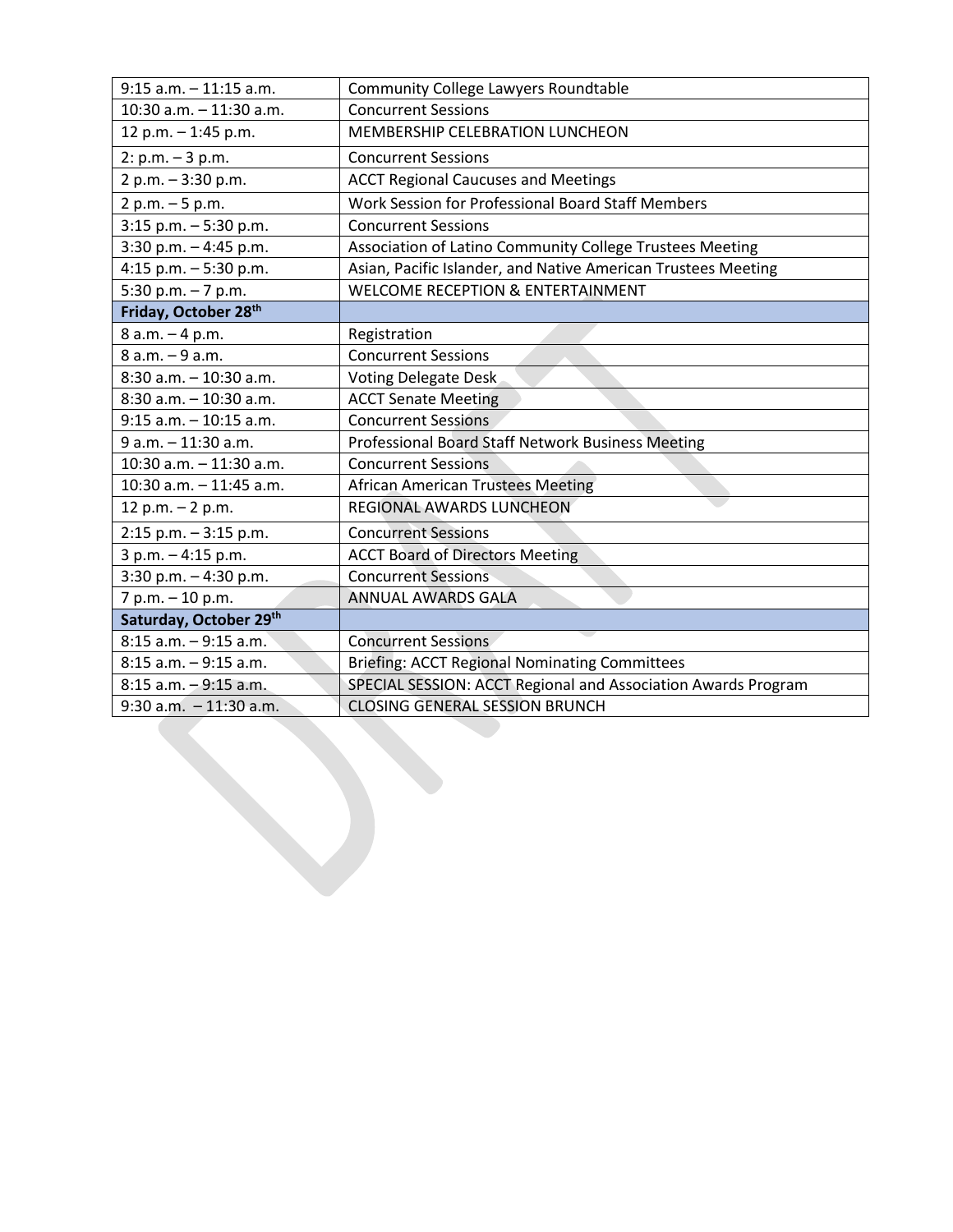| | |
|---|---|
| 9:15 a.m. – 11:15 a.m. | Community College Lawyers Roundtable |
| 10:30 a.m. – 11:30 a.m. | Concurrent Sessions |
| 12 p.m. – 1:45 p.m. | MEMBERSHIP CELEBRATION LUNCHEON |
| 2: p.m. – 3 p.m. | Concurrent Sessions |
| 2 p.m. – 3:30 p.m. | ACCT Regional Caucuses and Meetings |
| 2 p.m. – 5 p.m. | Work Session for Professional Board Staff Members |
| 3:15 p.m. – 5:30 p.m. | Concurrent Sessions |
| 3:30 p.m. – 4:45 p.m. | Association of Latino Community College Trustees Meeting |
| 4:15 p.m. – 5:30 p.m. | Asian, Pacific Islander, and Native American Trustees Meeting |
| 5:30 p.m. – 7 p.m. | WELCOME RECEPTION & ENTERTAINMENT |
| **Friday, October 28th** | |
| 8 a.m. – 4 p.m. | Registration |
| 8 a.m. – 9 a.m. | Concurrent Sessions |
| 8:30 a.m. – 10:30 a.m. | Voting Delegate Desk |
| 8:30 a.m. – 10:30 a.m. | ACCT Senate Meeting |
| 9:15 a.m. – 10:15 a.m. | Concurrent Sessions |
| 9 a.m. – 11:30 a.m. | Professional Board Staff Network Business Meeting |
| 10:30 a.m. – 11:30 a.m. | Concurrent Sessions |
| 10:30 a.m. – 11:45 a.m. | African American Trustees Meeting |
| 12 p.m. – 2 p.m. | REGIONAL AWARDS LUNCHEON |
| 2:15 p.m. – 3:15 p.m. | Concurrent Sessions |
| 3 p.m. – 4:15 p.m. | ACCT Board of Directors Meeting |
| 3:30 p.m. – 4:30 p.m. | Concurrent Sessions |
| 7 p.m. – 10 p.m. | ANNUAL AWARDS GALA |
| **Saturday, October 29th** | |
| 8:15 a.m. – 9:15 a.m. | Concurrent Sessions |
| 8:15 a.m. – 9:15 a.m. | Briefing: ACCT Regional Nominating Committees |
| 8:15 a.m. – 9:15 a.m. | SPECIAL SESSION: ACCT Regional and Association Awards Program |
| 9:30 a.m. – 11:30 a.m. | CLOSING GENERAL SESSION BRUNCH |